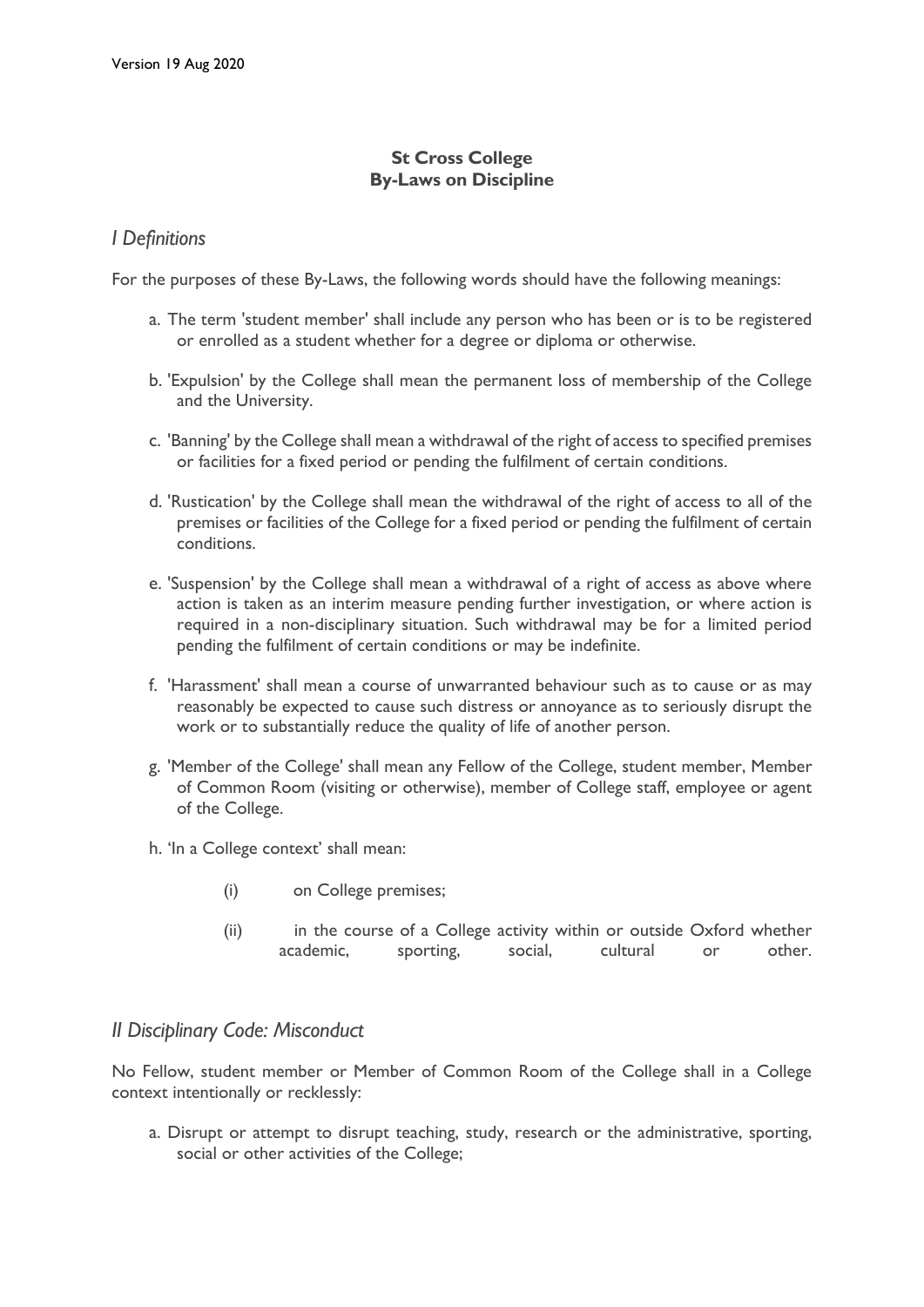Version 19 Aug 2020

# St Cross College
# By-Laws on Discipline

## *I Definitions*

For the purposes of these By-Laws, the following words should have the following meanings:

a. The term 'student member' shall include any person who has been or is to be registered or enrolled as a student whether for a degree or diploma or otherwise.

b. 'Expulsion' by the College shall mean the permanent loss of membership of the College and the University.

c. 'Banning' by the College shall mean a withdrawal of the right of access to specified premises or facilities for a fixed period or pending the fulfilment of certain conditions.

d. 'Rustication' by the College shall mean the withdrawal of the right of access to all of the premises or facilities of the College for a fixed period or pending the fulfilment of certain conditions.

e. 'Suspension' by the College shall mean a withdrawal of a right of access as above where action is taken as an interim measure pending further investigation, or where action is required in a non-disciplinary situation. Such withdrawal may be for a limited period pending the fulfilment of certain conditions or may be indefinite.

f. 'Harassment' shall mean a course of unwarranted behaviour such as to cause or as may reasonably be expected to cause such distress or annoyance as to seriously disrupt the work or to substantially reduce the quality of life of another person.

g. 'Member of the College' shall mean any Fellow of the College, student member, Member of Common Room (visiting or otherwise), member of College staff, employee or agent of the College.

h. 'In a College context' shall mean:

   (i) on College premises;

   (ii) in the course of a College activity within or outside Oxford whether academic, sporting, social, cultural or other.

## *II Disciplinary Code: Misconduct*

No Fellow, student member or Member of Common Room of the College shall in a College context intentionally or recklessly:

a. Disrupt or attempt to disrupt teaching, study, research or the administrative, sporting, social or other activities of the College;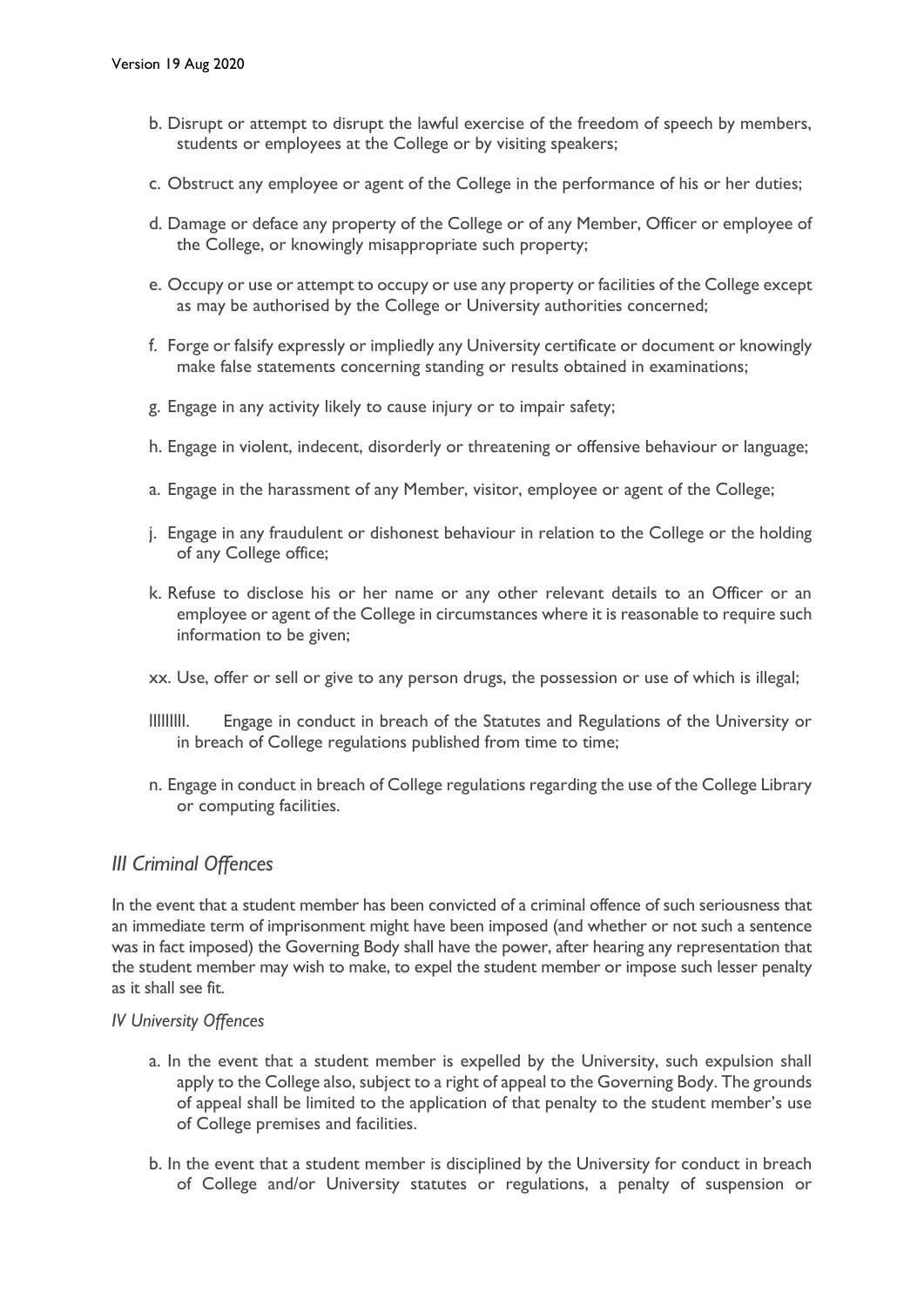b. Disrupt or attempt to disrupt the lawful exercise of the freedom of speech by members, students or employees at the College or by visiting speakers;

c. Obstruct any employee or agent of the College in the performance of his or her duties;

d. Damage or deface any property of the College or of any Member, Officer or employee of the College, or knowingly misappropriate such property;

e. Occupy or use or attempt to occupy or use any property or facilities of the College except as may be authorised by the College or University authorities concerned;

f. Forge or falsify expressly or impliedly any University certificate or document or knowingly make false statements concerning standing or results obtained in examinations;

g. Engage in any activity likely to cause injury or to impair safety;

h. Engage in violent, indecent, disorderly or threatening or offensive behaviour or language;

a. Engage in the harassment of any Member, visitor, employee or agent of the College;

j. Engage in any fraudulent or dishonest behaviour in relation to the College or the holding of any College office;

k. Refuse to disclose his or her name or any other relevant details to an Officer or an employee or agent of the College in circumstances where it is reasonable to require such information to be given;

xx. Use, offer or sell or give to any person drugs, the possession or use of which is illegal;

lllllllll. Engage in conduct in breach of the Statutes and Regulations of the University or in breach of College regulations published from time to time;

n. Engage in conduct in breach of College regulations regarding the use of the College Library or computing facilities.

## *III Criminal Offences*

In the event that a student member has been convicted of a criminal offence of such seriousness that an immediate term of imprisonment might have been imposed (and whether or not such a sentence was in fact imposed) the Governing Body shall have the power, after hearing any representation that the student member may wish to make, to expel the student member or impose such lesser penalty as it shall see fit.

### *IV University Offences*

a. In the event that a student member is expelled by the University, such expulsion shall apply to the College also, subject to a right of appeal to the Governing Body. The grounds of appeal shall be limited to the application of that penalty to the student member's use of College premises and facilities.

b. In the event that a student member is disciplined by the University for conduct in breach of College and/or University statutes or regulations, a penalty of suspension or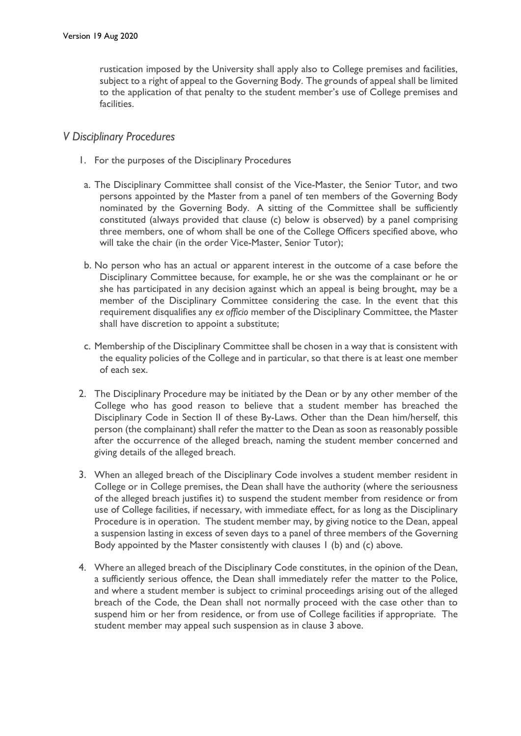rustication imposed by the University shall apply also to College premises and facilities, subject to a right of appeal to the Governing Body. The grounds of appeal shall be limited to the application of that penalty to the student member's use of College premises and facilities.

## *V Disciplinary Procedures*

1. For the purposes of the Disciplinary Procedures

   a. The Disciplinary Committee shall consist of the Vice-Master, the Senior Tutor, and two persons appointed by the Master from a panel of ten members of the Governing Body nominated by the Governing Body. A sitting of the Committee shall be sufficiently constituted (always provided that clause (c) below is observed) by a panel comprising three members, one of whom shall be one of the College Officers specified above, who will take the chair (in the order Vice-Master, Senior Tutor);

   b. No person who has an actual or apparent interest in the outcome of a case before the Disciplinary Committee because, for example, he or she was the complainant or he or she has participated in any decision against which an appeal is being brought, may be a member of the Disciplinary Committee considering the case. In the event that this requirement disqualifies any *ex officio* member of the Disciplinary Committee, the Master shall have discretion to appoint a substitute;

   c. Membership of the Disciplinary Committee shall be chosen in a way that is consistent with the equality policies of the College and in particular, so that there is at least one member of each sex.

2. The Disciplinary Procedure may be initiated by the Dean or by any other member of the College who has good reason to believe that a student member has breached the Disciplinary Code in Section II of these By-Laws. Other than the Dean him/herself, this person (the complainant) shall refer the matter to the Dean as soon as reasonably possible after the occurrence of the alleged breach, naming the student member concerned and giving details of the alleged breach.

3. When an alleged breach of the Disciplinary Code involves a student member resident in College or in College premises, the Dean shall have the authority (where the seriousness of the alleged breach justifies it) to suspend the student member from residence or from use of College facilities, if necessary, with immediate effect, for as long as the Disciplinary Procedure is in operation. The student member may, by giving notice to the Dean, appeal a suspension lasting in excess of seven days to a panel of three members of the Governing Body appointed by the Master consistently with clauses 1 (b) and (c) above.

4. Where an alleged breach of the Disciplinary Code constitutes, in the opinion of the Dean, a sufficiently serious offence, the Dean shall immediately refer the matter to the Police, and where a student member is subject to criminal proceedings arising out of the alleged breach of the Code, the Dean shall not normally proceed with the case other than to suspend him or her from residence, or from use of College facilities if appropriate. The student member may appeal such suspension as in clause 3 above.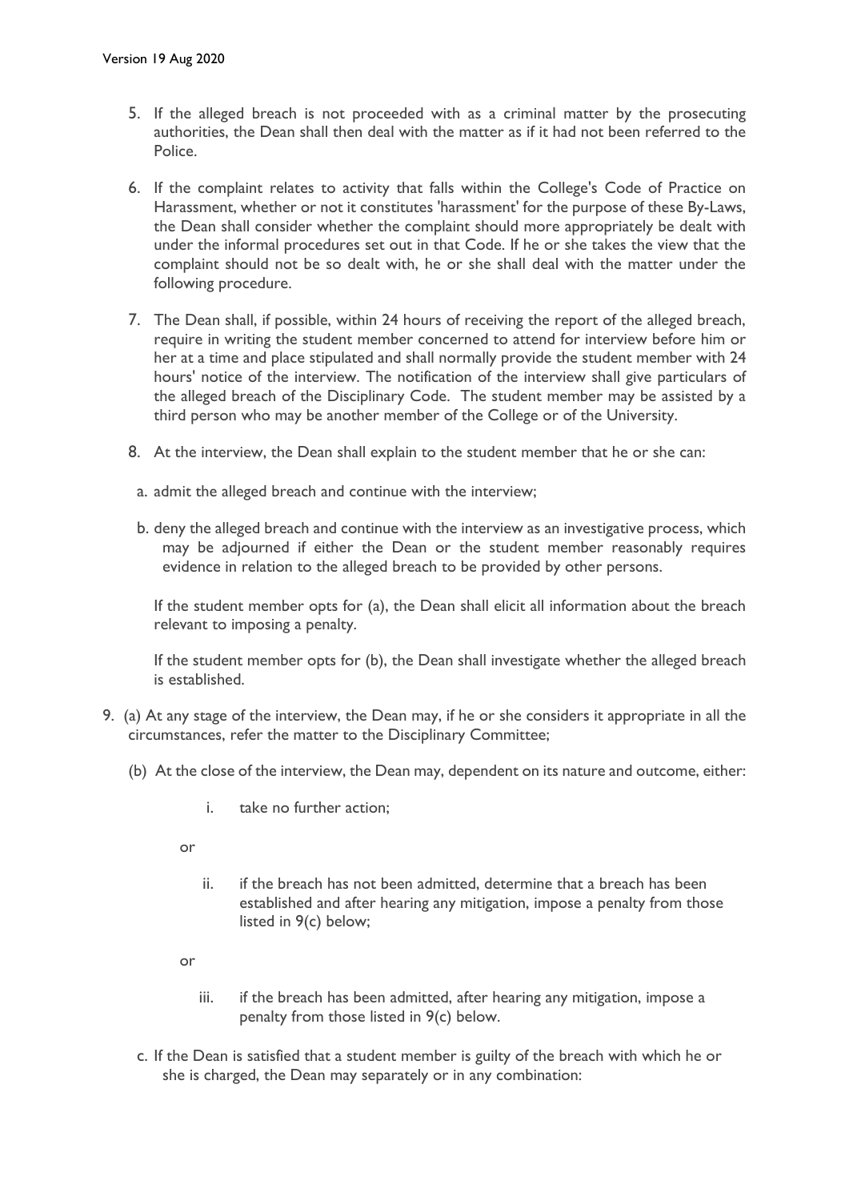5. If the alleged breach is not proceeded with as a criminal matter by the prosecuting authorities, the Dean shall then deal with the matter as if it had not been referred to the Police.

6. If the complaint relates to activity that falls within the College's Code of Practice on Harassment, whether or not it constitutes 'harassment' for the purpose of these By-Laws, the Dean shall consider whether the complaint should more appropriately be dealt with under the informal procedures set out in that Code. If he or she takes the view that the complaint should not be so dealt with, he or she shall deal with the matter under the following procedure.

7. The Dean shall, if possible, within 24 hours of receiving the report of the alleged breach, require in writing the student member concerned to attend for interview before him or her at a time and place stipulated and shall normally provide the student member with 24 hours' notice of the interview. The notification of the interview shall give particulars of the alleged breach of the Disciplinary Code. The student member may be assisted by a third person who may be another member of the College or of the University.

8. At the interview, the Dean shall explain to the student member that he or she can:

   a. admit the alleged breach and continue with the interview;

   b. deny the alleged breach and continue with the interview as an investigative process, which may be adjourned if either the Dean or the student member reasonably requires evidence in relation to the alleged breach to be provided by other persons.

   If the student member opts for (a), the Dean shall elicit all information about the breach relevant to imposing a penalty.

   If the student member opts for (b), the Dean shall investigate whether the alleged breach is established.

9. (a) At any stage of the interview, the Dean may, if he or she considers it appropriate in all the circumstances, refer the matter to the Disciplinary Committee;

   (b) At the close of the interview, the Dean may, dependent on its nature and outcome, either:

      i. take no further action;

      or

      ii. if the breach has not been admitted, determine that a breach has been established and after hearing any mitigation, impose a penalty from those listed in 9(c) below;

      or

      iii. if the breach has been admitted, after hearing any mitigation, impose a penalty from those listed in 9(c) below.

   c. If the Dean is satisfied that a student member is guilty of the breach with which he or she is charged, the Dean may separately or in any combination: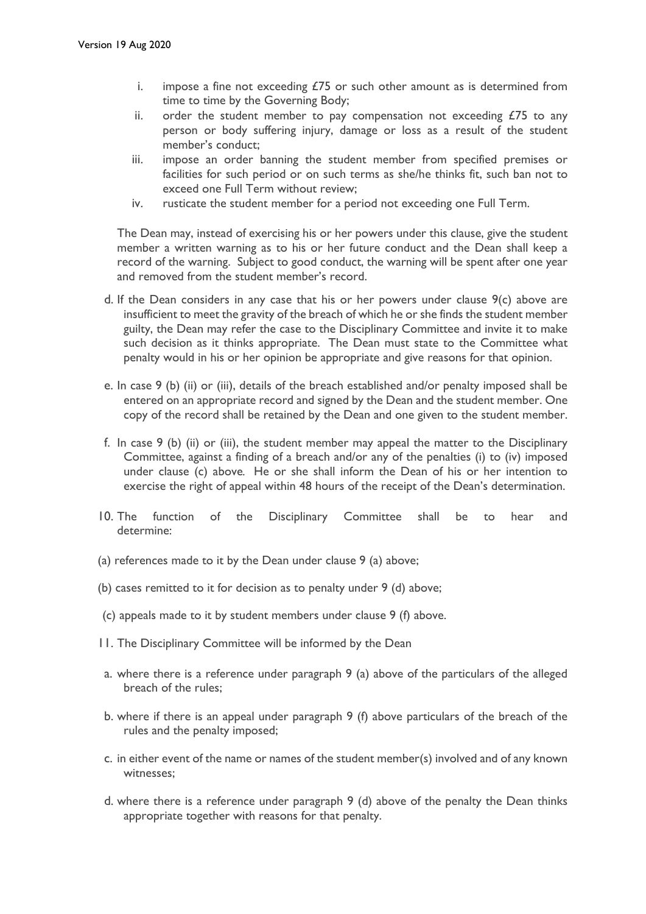i. impose a fine not exceeding £75 or such other amount as is determined from time to time by the Governing Body;
ii. order the student member to pay compensation not exceeding £75 to any person or body suffering injury, damage or loss as a result of the student member's conduct;
iii. impose an order banning the student member from specified premises or facilities for such period or on such terms as she/he thinks fit, such ban not to exceed one Full Term without review;
iv. rusticate the student member for a period not exceeding one Full Term.

The Dean may, instead of exercising his or her powers under this clause, give the student member a written warning as to his or her future conduct and the Dean shall keep a record of the warning. Subject to good conduct, the warning will be spent after one year and removed from the student member's record.

d. If the Dean considers in any case that his or her powers under clause 9(c) above are insufficient to meet the gravity of the breach of which he or she finds the student member guilty, the Dean may refer the case to the Disciplinary Committee and invite it to make such decision as it thinks appropriate. The Dean must state to the Committee what penalty would in his or her opinion be appropriate and give reasons for that opinion.

e. In case 9 (b) (ii) or (iii), details of the breach established and/or penalty imposed shall be entered on an appropriate record and signed by the Dean and the student member. One copy of the record shall be retained by the Dean and one given to the student member.

f. In case 9 (b) (ii) or (iii), the student member may appeal the matter to the Disciplinary Committee, against a finding of a breach and/or any of the penalties (i) to (iv) imposed under clause (c) above. He or she shall inform the Dean of his or her intention to exercise the right of appeal within 48 hours of the receipt of the Dean's determination.

10. The function of the Disciplinary Committee shall be to hear and determine:

(a) references made to it by the Dean under clause 9 (a) above;

(b) cases remitted to it for decision as to penalty under 9 (d) above;

(c) appeals made to it by student members under clause 9 (f) above.

11. The Disciplinary Committee will be informed by the Dean

a. where there is a reference under paragraph 9 (a) above of the particulars of the alleged breach of the rules;

b. where if there is an appeal under paragraph 9 (f) above particulars of the breach of the rules and the penalty imposed;

c. in either event of the name or names of the student member(s) involved and of any known witnesses;

d. where there is a reference under paragraph 9 (d) above of the penalty the Dean thinks appropriate together with reasons for that penalty.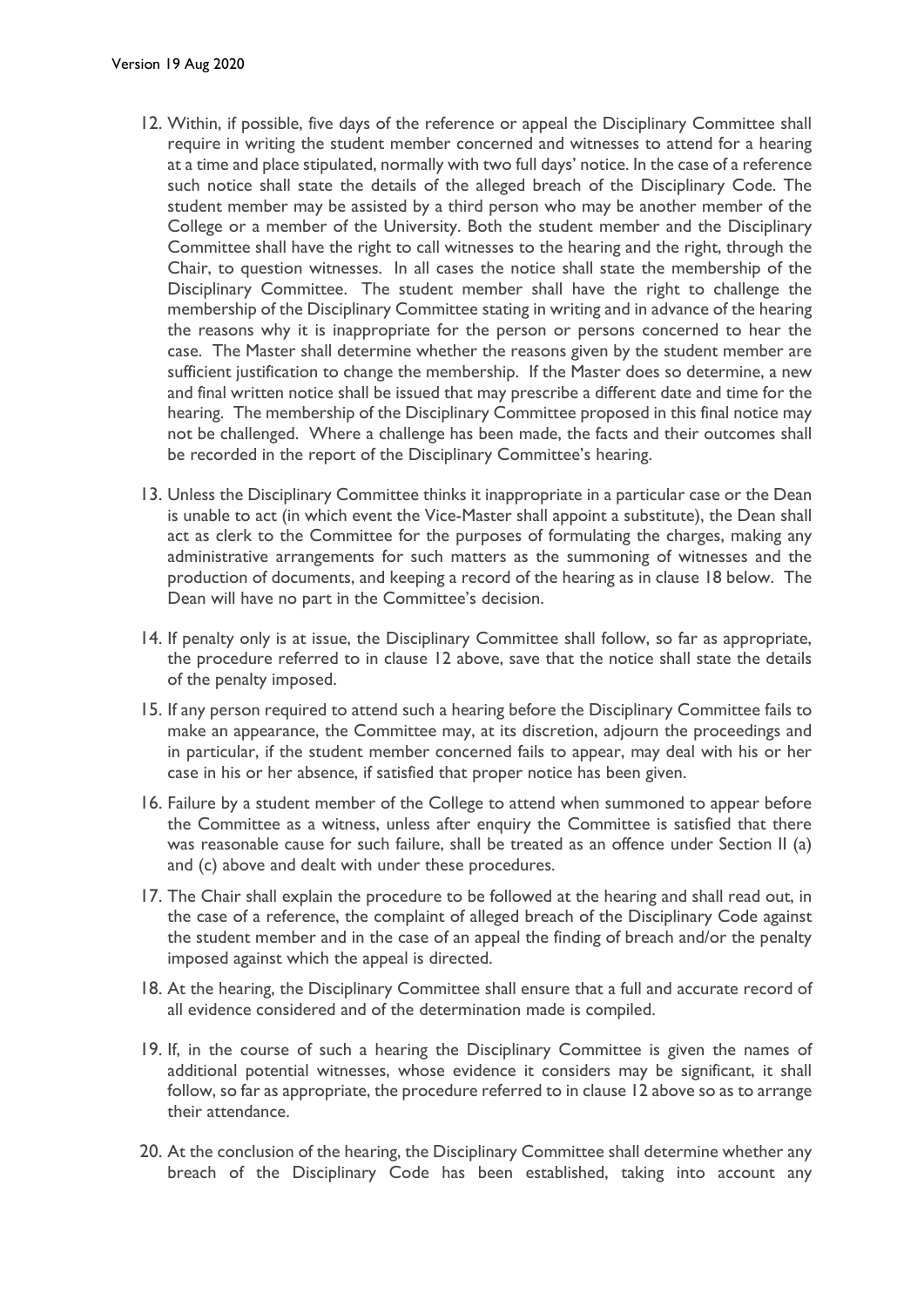12. Within, if possible, five days of the reference or appeal the Disciplinary Committee shall require in writing the student member concerned and witnesses to attend for a hearing at a time and place stipulated, normally with two full days' notice. In the case of a reference such notice shall state the details of the alleged breach of the Disciplinary Code. The student member may be assisted by a third person who may be another member of the College or a member of the University. Both the student member and the Disciplinary Committee shall have the right to call witnesses to the hearing and the right, through the Chair, to question witnesses. In all cases the notice shall state the membership of the Disciplinary Committee. The student member shall have the right to challenge the membership of the Disciplinary Committee stating in writing and in advance of the hearing the reasons why it is inappropriate for the person or persons concerned to hear the case. The Master shall determine whether the reasons given by the student member are sufficient justification to change the membership. If the Master does so determine, a new and final written notice shall be issued that may prescribe a different date and time for the hearing. The membership of the Disciplinary Committee proposed in this final notice may not be challenged. Where a challenge has been made, the facts and their outcomes shall be recorded in the report of the Disciplinary Committee's hearing.

13. Unless the Disciplinary Committee thinks it inappropriate in a particular case or the Dean is unable to act (in which event the Vice-Master shall appoint a substitute), the Dean shall act as clerk to the Committee for the purposes of formulating the charges, making any administrative arrangements for such matters as the summoning of witnesses and the production of documents, and keeping a record of the hearing as in clause 18 below. The Dean will have no part in the Committee's decision.

14. If penalty only is at issue, the Disciplinary Committee shall follow, so far as appropriate, the procedure referred to in clause 12 above, save that the notice shall state the details of the penalty imposed.

15. If any person required to attend such a hearing before the Disciplinary Committee fails to make an appearance, the Committee may, at its discretion, adjourn the proceedings and in particular, if the student member concerned fails to appear, may deal with his or her case in his or her absence, if satisfied that proper notice has been given.

16. Failure by a student member of the College to attend when summoned to appear before the Committee as a witness, unless after enquiry the Committee is satisfied that there was reasonable cause for such failure, shall be treated as an offence under Section II (a) and (c) above and dealt with under these procedures.

17. The Chair shall explain the procedure to be followed at the hearing and shall read out, in the case of a reference, the complaint of alleged breach of the Disciplinary Code against the student member and in the case of an appeal the finding of breach and/or the penalty imposed against which the appeal is directed.

18. At the hearing, the Disciplinary Committee shall ensure that a full and accurate record of all evidence considered and of the determination made is compiled.

19. If, in the course of such a hearing the Disciplinary Committee is given the names of additional potential witnesses, whose evidence it considers may be significant, it shall follow, so far as appropriate, the procedure referred to in clause 12 above so as to arrange their attendance.

20. At the conclusion of the hearing, the Disciplinary Committee shall determine whether any breach of the Disciplinary Code has been established, taking into account any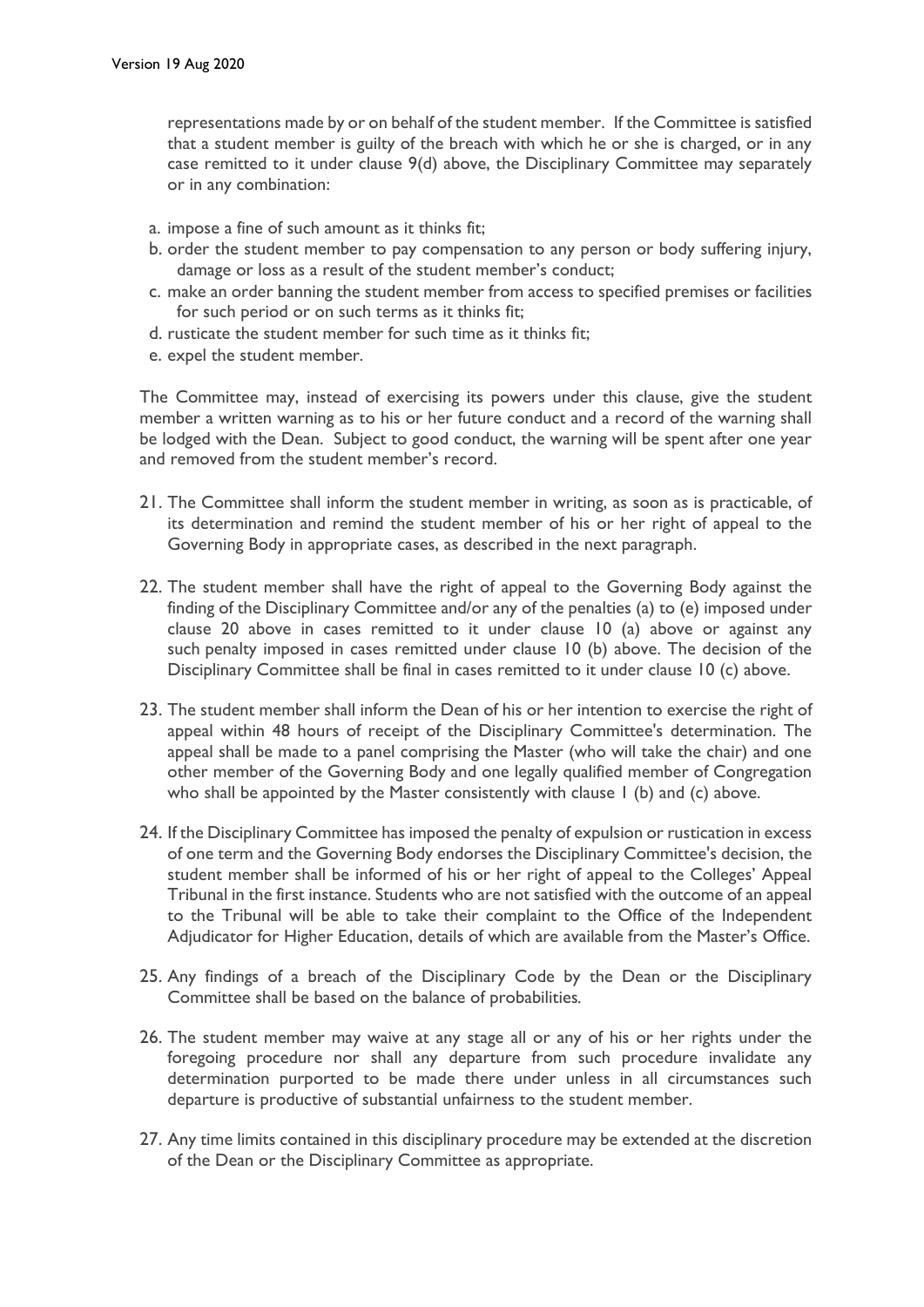representations made by or on behalf of the student member. If the Committee is satisfied that a student member is guilty of the breach with which he or she is charged, or in any case remitted to it under clause 9(d) above, the Disciplinary Committee may separately or in any combination:

a. impose a fine of such amount as it thinks fit;
b. order the student member to pay compensation to any person or body suffering injury, damage or loss as a result of the student member's conduct;
c. make an order banning the student member from access to specified premises or facilities for such period or on such terms as it thinks fit;
d. rusticate the student member for such time as it thinks fit;
e. expel the student member.

The Committee may, instead of exercising its powers under this clause, give the student member a written warning as to his or her future conduct and a record of the warning shall be lodged with the Dean. Subject to good conduct, the warning will be spent after one year and removed from the student member's record.

21. The Committee shall inform the student member in writing, as soon as is practicable, of its determination and remind the student member of his or her right of appeal to the Governing Body in appropriate cases, as described in the next paragraph.

22. The student member shall have the right of appeal to the Governing Body against the finding of the Disciplinary Committee and/or any of the penalties (a) to (e) imposed under clause 20 above in cases remitted to it under clause 10 (a) above or against any such penalty imposed in cases remitted under clause 10 (b) above. The decision of the Disciplinary Committee shall be final in cases remitted to it under clause 10 (c) above.

23. The student member shall inform the Dean of his or her intention to exercise the right of appeal within 48 hours of receipt of the Disciplinary Committee's determination. The appeal shall be made to a panel comprising the Master (who will take the chair) and one other member of the Governing Body and one legally qualified member of Congregation who shall be appointed by the Master consistently with clause 1 (b) and (c) above.

24. If the Disciplinary Committee has imposed the penalty of expulsion or rustication in excess of one term and the Governing Body endorses the Disciplinary Committee's decision, the student member shall be informed of his or her right of appeal to the Colleges' Appeal Tribunal in the first instance. Students who are not satisfied with the outcome of an appeal to the Tribunal will be able to take their complaint to the Office of the Independent Adjudicator for Higher Education, details of which are available from the Master's Office.

25. Any findings of a breach of the Disciplinary Code by the Dean or the Disciplinary Committee shall be based on the balance of probabilities.

26. The student member may waive at any stage all or any of his or her rights under the foregoing procedure nor shall any departure from such procedure invalidate any determination purported to be made there under unless in all circumstances such departure is productive of substantial unfairness to the student member.

27. Any time limits contained in this disciplinary procedure may be extended at the discretion of the Dean or the Disciplinary Committee as appropriate.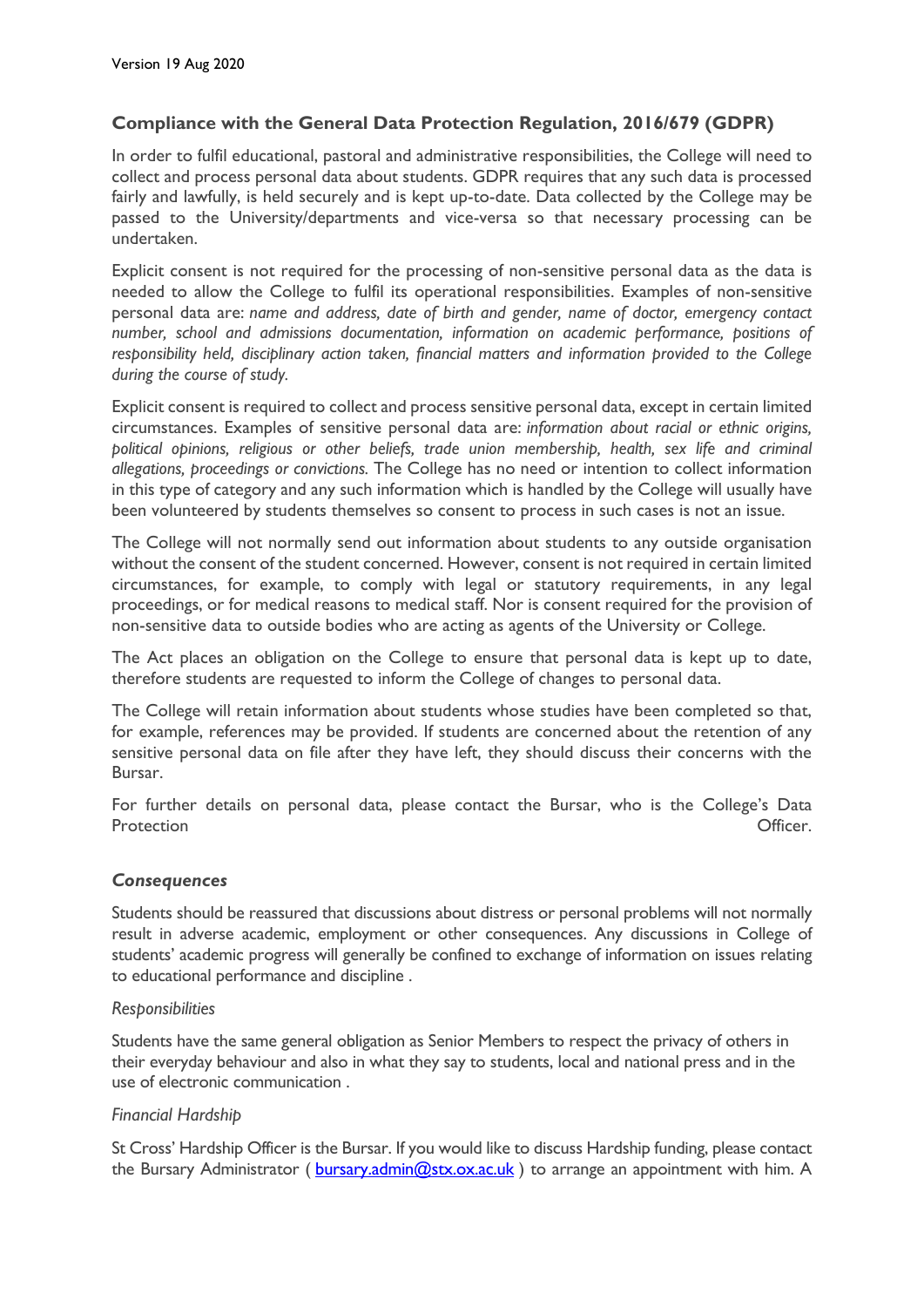## Compliance with the General Data Protection Regulation, 2016/679 (GDPR)

In order to fulfil educational, pastoral and administrative responsibilities, the College will need to collect and process personal data about students. GDPR requires that any such data is processed fairly and lawfully, is held securely and is kept up-to-date. Data collected by the College may be passed to the University/departments and vice-versa so that necessary processing can be undertaken.

Explicit consent is not required for the processing of non-sensitive personal data as the data is needed to allow the College to fulfil its operational responsibilities. Examples of non-sensitive personal data are: *name and address, date of birth and gender, name of doctor, emergency contact number, school and admissions documentation, information on academic performance, positions of responsibility held, disciplinary action taken, financial matters and information provided to the College during the course of study.*

Explicit consent is required to collect and process sensitive personal data, except in certain limited circumstances. Examples of sensitive personal data are: *information about racial or ethnic origins, political opinions, religious or other beliefs, trade union membership, health, sex life and criminal allegations, proceedings or convictions.* The College has no need or intention to collect information in this type of category and any such information which is handled by the College will usually have been volunteered by students themselves so consent to process in such cases is not an issue.

The College will not normally send out information about students to any outside organisation without the consent of the student concerned. However, consent is not required in certain limited circumstances, for example, to comply with legal or statutory requirements, in any legal proceedings, or for medical reasons to medical staff. Nor is consent required for the provision of non-sensitive data to outside bodies who are acting as agents of the University or College.

The Act places an obligation on the College to ensure that personal data is kept up to date, therefore students are requested to inform the College of changes to personal data.

The College will retain information about students whose studies have been completed so that, for example, references may be provided. If students are concerned about the retention of any sensitive personal data on file after they have left, they should discuss their concerns with the Bursar.

For further details on personal data, please contact the Bursar, who is the College's Data Protection Officer.

### *Consequences*

Students should be reassured that discussions about distress or personal problems will not normally result in adverse academic, employment or other consequences. Any discussions in College of students' academic progress will generally be confined to exchange of information on issues relating to educational performance and discipline .

#### *Responsibilities*

Students have the same general obligation as Senior Members to respect the privacy of others in their everyday behaviour and also in what they say to students, local and national press and in the use of electronic communication .

#### *Financial Hardship*

St Cross' Hardship Officer is the Bursar. If you would like to discuss Hardship funding, please contact the Bursary Administrator ( bursary.admin@stx.ox.ac.uk ) to arrange an appointment with him. A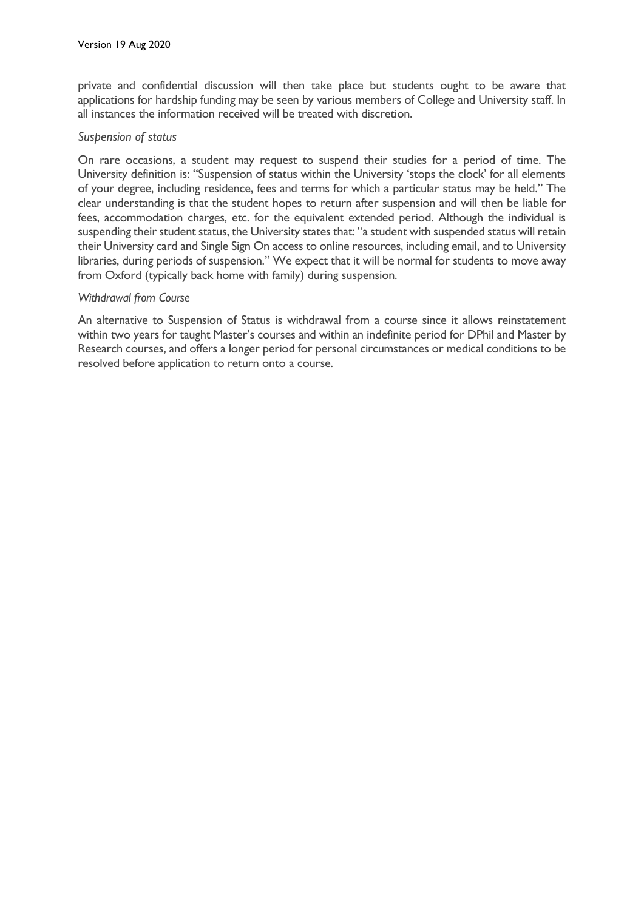private and confidential discussion will then take place but students ought to be aware that applications for hardship funding may be seen by various members of College and University staff. In all instances the information received will be treated with discretion.

*Suspension of status*

On rare occasions, a student may request to suspend their studies for a period of time. The University definition is: "Suspension of status within the University 'stops the clock' for all elements of your degree, including residence, fees and terms for which a particular status may be held." The clear understanding is that the student hopes to return after suspension and will then be liable for fees, accommodation charges, etc. for the equivalent extended period. Although the individual is suspending their student status, the University states that: "a student with suspended status will retain their University card and Single Sign On access to online resources, including email, and to University libraries, during periods of suspension." We expect that it will be normal for students to move away from Oxford (typically back home with family) during suspension.

*Withdrawal from Course*

An alternative to Suspension of Status is withdrawal from a course since it allows reinstatement within two years for taught Master's courses and within an indefinite period for DPhil and Master by Research courses, and offers a longer period for personal circumstances or medical conditions to be resolved before application to return onto a course.